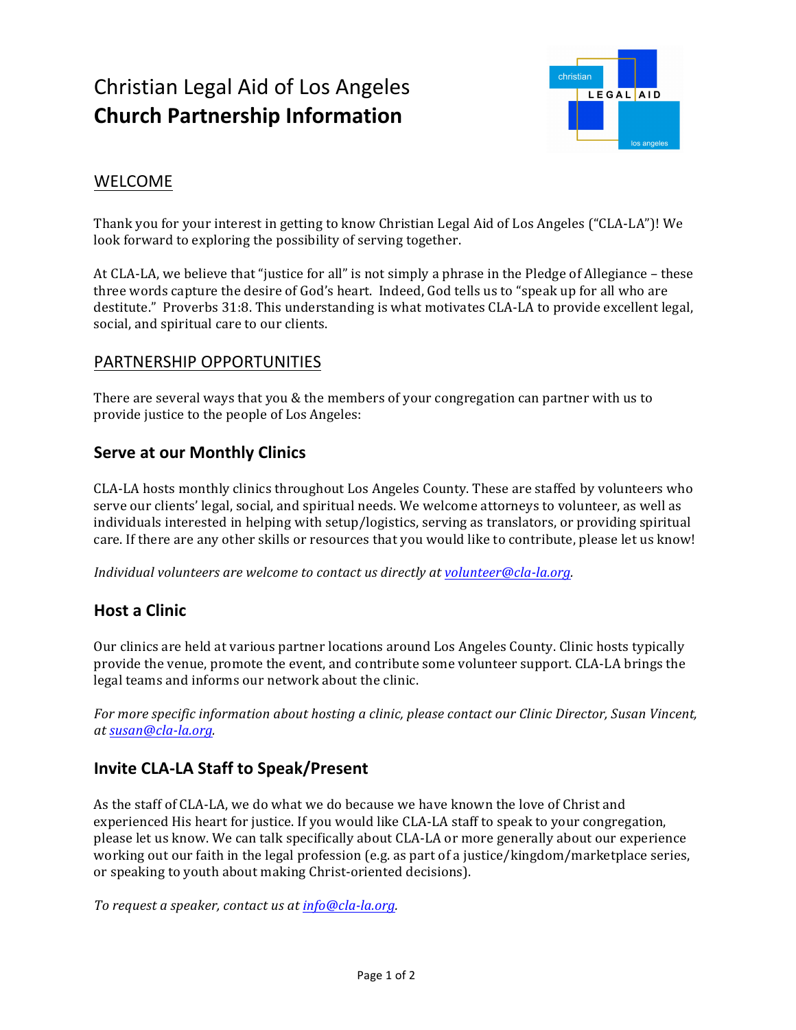# Christian Legal Aid of Los Angeles
# **Church Partnership Information**

## WELCOME

Thank you for your interest in getting to know Christian Legal Aid of Los Angeles ("CLA-LA")! We look forward to exploring the possibility of serving together.

At CLA-LA, we believe that "justice for all" is not simply a phrase in the Pledge of Allegiance – these three words capture the desire of God's heart. Indeed, God tells us to "speak up for all who are destitute." Proverbs 31:8. This understanding is what motivates CLA-LA to provide excellent legal, social, and spiritual care to our clients.

## PARTNERSHIP OPPORTUNITIES

There are several ways that you & the members of your congregation can partner with us to provide justice to the people of Los Angeles:

### Serve at our Monthly Clinics

CLA-LA hosts monthly clinics throughout Los Angeles County. These are staffed by volunteers who serve our clients' legal, social, and spiritual needs. We welcome attorneys to volunteer, as well as individuals interested in helping with setup/logistics, serving as translators, or providing spiritual care. If there are any other skills or resources that you would like to contribute, please let us know!

*Individual volunteers are welcome to contact us directly at volunteer@cla-la.org.*

### Host a Clinic

Our clinics are held at various partner locations around Los Angeles County. Clinic hosts typically provide the venue, promote the event, and contribute some volunteer support. CLA-LA brings the legal teams and informs our network about the clinic.

*For more specific information about hosting a clinic, please contact our Clinic Director, Susan Vincent, at susan@cla-la.org.*

### Invite CLA-LA Staff to Speak/Present

As the staff of CLA-LA, we do what we do because we have known the love of Christ and experienced His heart for justice. If you would like CLA-LA staff to speak to your congregation, please let us know. We can talk specifically about CLA-LA or more generally about our experience working out our faith in the legal profession (e.g. as part of a justice/kingdom/marketplace series, or speaking to youth about making Christ-oriented decisions).

*To request a speaker, contact us at info@cla-la.org.*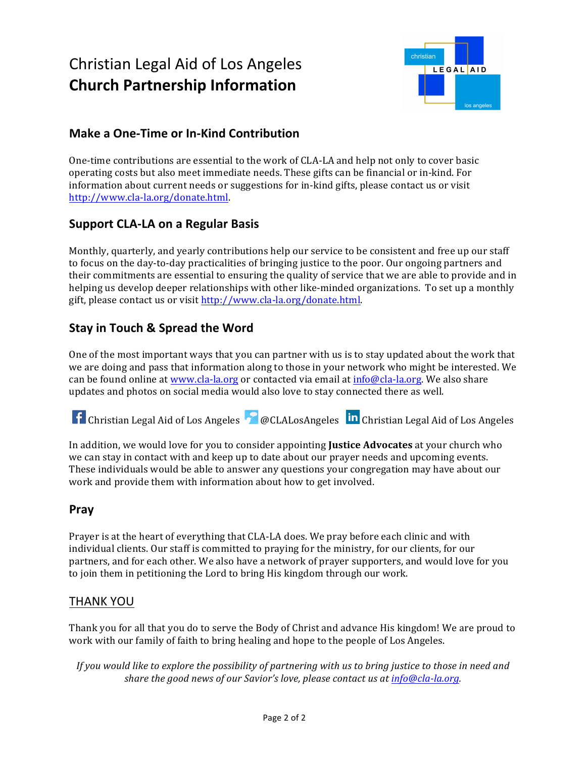# Christian Legal Aid of Los Angeles
# **Church Partnership Information**

## Make a One-Time or In-Kind Contribution

One-time contributions are essential to the work of CLA-LA and help not only to cover basic operating costs but also meet immediate needs. These gifts can be financial or in-kind. For information about current needs or suggestions for in-kind gifts, please contact us or visit http://www.cla-la.org/donate.html.

## Support CLA-LA on a Regular Basis

Monthly, quarterly, and yearly contributions help our service to be consistent and free up our staff to focus on the day-to-day practicalities of bringing justice to the poor. Our ongoing partners and their commitments are essential to ensuring the quality of service that we are able to provide and in helping us develop deeper relationships with other like-minded organizations. To set up a monthly gift, please contact us or visit http://www.cla-la.org/donate.html.

## Stay in Touch & Spread the Word

One of the most important ways that you can partner with us is to stay updated about the work that we are doing and pass that information along to those in your network who might be interested. We can be found online at www.cla-la.org or contacted via email at info@cla-la.org. We also share updates and photos on social media would also love to stay connected there as well.

Christian Legal Aid of Los Angeles @CLALosAngeles Christian Legal Aid of Los Angeles

In addition, we would love for you to consider appointing **Justice Advocates** at your church who we can stay in contact with and keep up to date about our prayer needs and upcoming events. These individuals would be able to answer any questions your congregation may have about our work and provide them with information about how to get involved.

## Pray

Prayer is at the heart of everything that CLA-LA does. We pray before each clinic and with individual clients. Our staff is committed to praying for the ministry, for our clients, for our partners, and for each other. We also have a network of prayer supporters, and would love for you to join them in petitioning the Lord to bring His kingdom through our work.

## THANK YOU

Thank you for all that you do to serve the Body of Christ and advance His kingdom! We are proud to work with our family of faith to bring healing and hope to the people of Los Angeles.

*If you would like to explore the possibility of partnering with us to bring justice to those in need and share the good news of our Savior's love, please contact us at info@cla-la.org.*